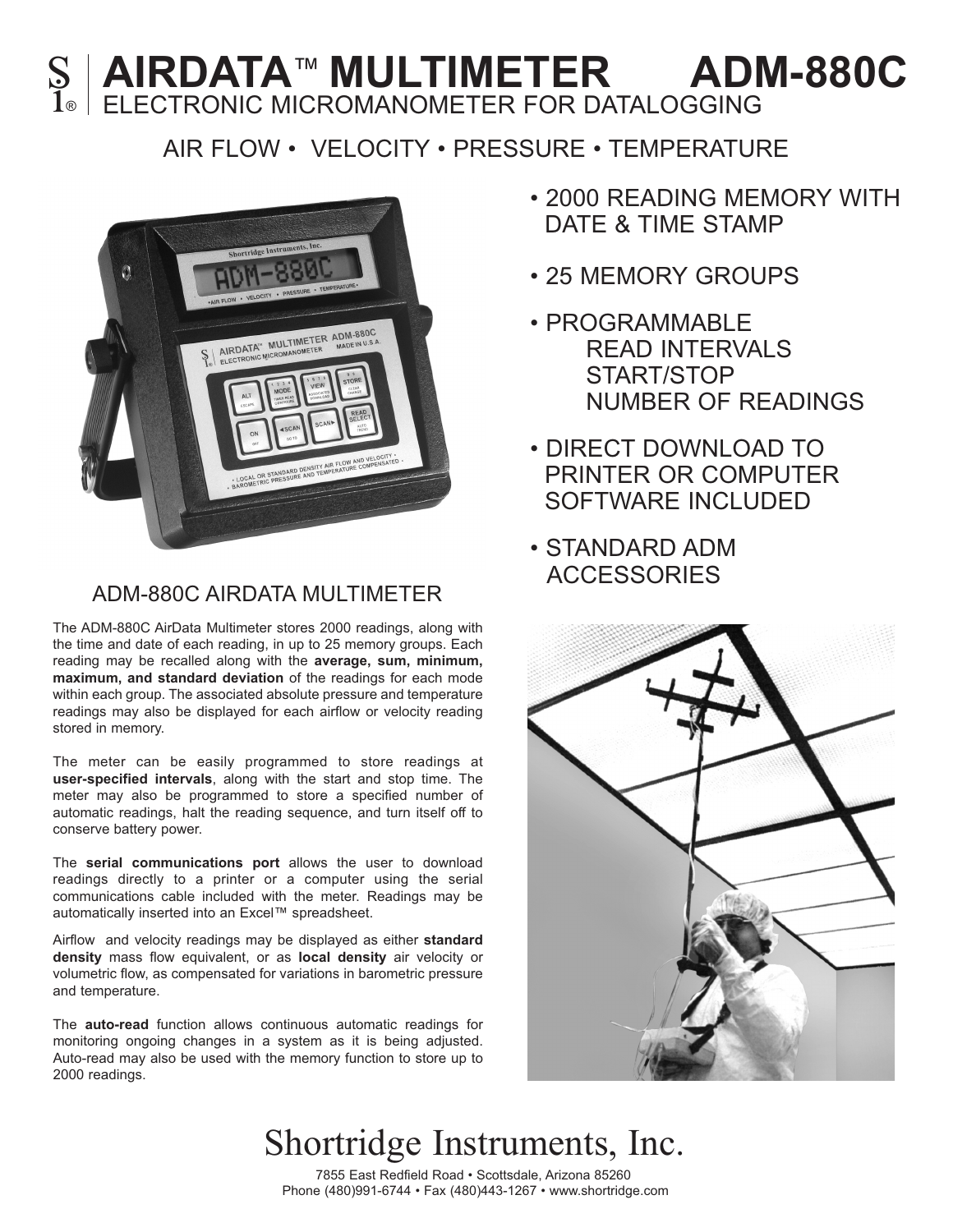# AIRDATA™ MULTIMETER ADM-880C

## ELECTRONIC MICROMANOMETER FOR DATALOGGING

AIR FLOW • VELOCITY • PRESSURE • TEMPERATURE

- 2000 READING MEMORY WITH DATE & TIME STAMP
- 25 MEMORY GROUPS
- PROGRAMMABLE
  - READ INTERVALS
  - START/STOP
  - NUMBER OF READINGS
- DIRECT DOWNLOAD TO PRINTER OR COMPUTER SOFTWARE INCLUDED
- STANDARD ADM ACCESSORIES

### ADM-880C AIRDATA MULTIMETER

The ADM-880C AirData Multimeter stores 2000 readings, along with the time and date of each reading, in up to 25 memory groups. Each reading may be recalled along with the **average, sum, minimum, maximum, and standard deviation** of the readings for each mode within each group. The associated absolute pressure and temperature readings may also be displayed for each airflow or velocity reading stored in memory.

The meter can be easily programmed to store readings at **user-specified intervals**, along with the start and stop time. The meter may also be programmed to store a specified number of automatic readings, halt the reading sequence, and turn itself off to conserve battery power.

The **serial communications port** allows the user to download readings directly to a printer or a computer using the serial communications cable included with the meter. Readings may be automatically inserted into an Excel™ spreadsheet.

Airflow and velocity readings may be displayed as either **standard density** mass flow equivalent, or as **local density** air velocity or volumetric flow, as compensated for variations in barometric pressure and temperature.

The **auto-read** function allows continuous automatic readings for monitoring ongoing changes in a system as it is being adjusted. Auto-read may also be used with the memory function to store up to 2000 readings.

## Shortridge Instruments, Inc.

7855 East Redfield Road • Scottsdale, Arizona 85260
Phone (480)991-6744 • Fax (480)443-1267 • www.shortridge.com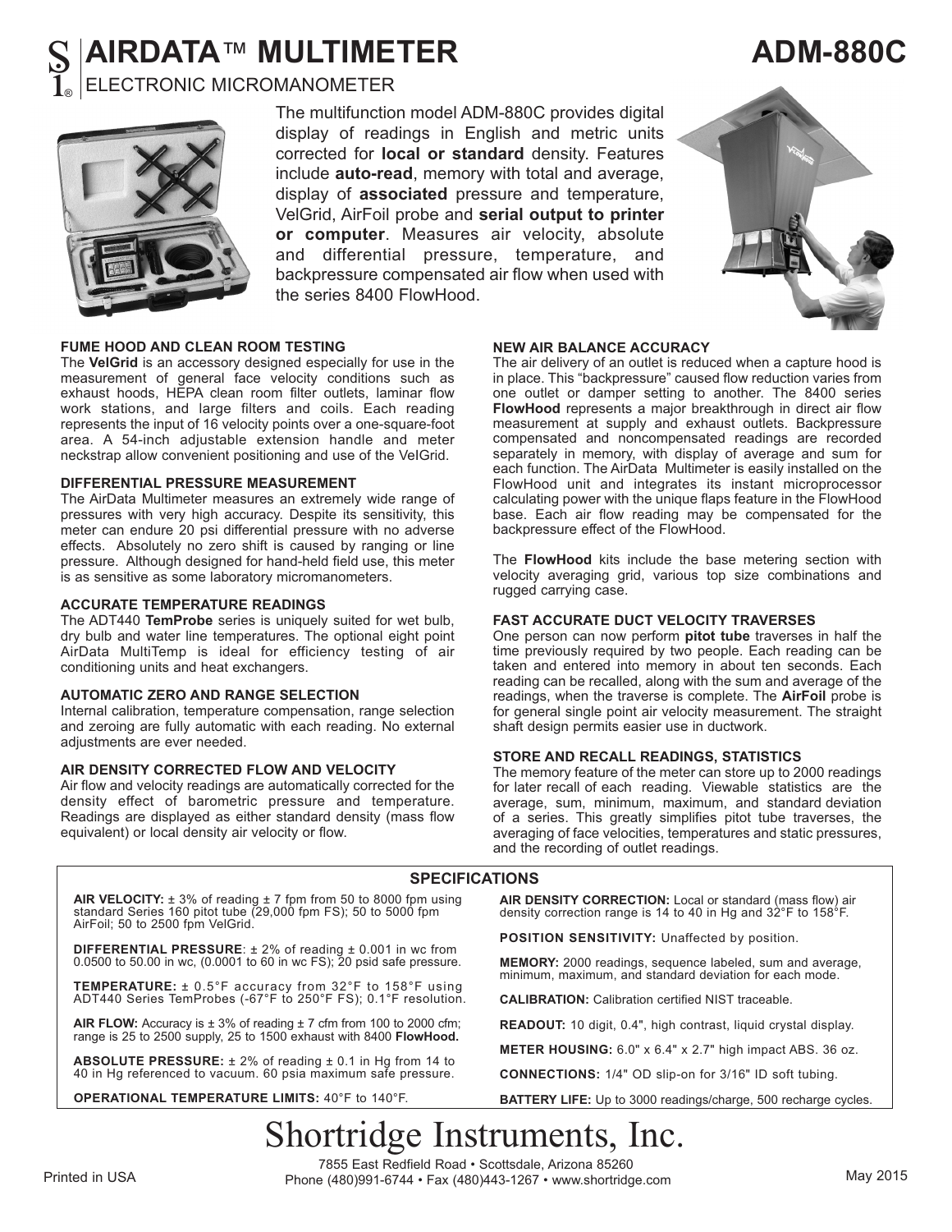# AIRDATA™ MULTIMETER ADM-880C

## ELECTRONIC MICROMANOMETER

The multifunction model ADM-880C provides digital display of readings in English and metric units corrected for **local or standard** density. Features include **auto-read**, memory with total and average, display of **associated** pressure and temperature, VelGrid, AirFoil probe and **serial output to printer or computer**. Measures air velocity, absolute and differential pressure, temperature, and backpressure compensated air flow when used with the series 8400 FlowHood.

### FUME HOOD AND CLEAN ROOM TESTING

The **VelGrid** is an accessory designed especially for use in the measurement of general face velocity conditions such as exhaust hoods, HEPA clean room filter outlets, laminar flow work stations, and large filters and coils. Each reading represents the input of 16 velocity points over a one-square-foot area. A 54-inch adjustable extension handle and meter neckstrap allow convenient positioning and use of the VelGrid.

### DIFFERENTIAL PRESSURE MEASUREMENT

The AirData Multimeter measures an extremely wide range of pressures with very high accuracy. Despite its sensitivity, this meter can endure 20 psi differential pressure with no adverse effects. Absolutely no zero shift is caused by ranging or line pressure. Although designed for hand-held field use, this meter is as sensitive as some laboratory micromanometers.

### ACCURATE TEMPERATURE READINGS

The ADT440 **TemProbe** series is uniquely suited for wet bulb, dry bulb and water line temperatures. The optional eight point AirData MultiTemp is ideal for efficiency testing of air conditioning units and heat exchangers.

### AUTOMATIC ZERO AND RANGE SELECTION

Internal calibration, temperature compensation, range selection and zeroing are fully automatic with each reading. No external adjustments are ever needed.

### AIR DENSITY CORRECTED FLOW AND VELOCITY

Air flow and velocity readings are automatically corrected for the density effect of barometric pressure and temperature. Readings are displayed as either standard density (mass flow equivalent) or local density air velocity or flow.

### NEW AIR BALANCE ACCURACY

The air delivery of an outlet is reduced when a capture hood is in place. This "backpressure" caused flow reduction varies from one outlet or damper setting to another. The 8400 series **FlowHood** represents a major breakthrough in direct air flow measurement at supply and exhaust outlets. Backpressure compensated and noncompensated readings are recorded separately in memory, with display of average and sum for each function. The AirData Multimeter is easily installed on the FlowHood unit and integrates its instant microprocessor calculating power with the unique flaps feature in the FlowHood base. Each air flow reading may be compensated for the backpressure effect of the FlowHood.

The **FlowHood** kits include the base metering section with velocity averaging grid, various top size combinations and rugged carrying case.

### FAST ACCURATE DUCT VELOCITY TRAVERSES

One person can now perform **pitot tube** traverses in half the time previously required by two people. Each reading can be taken and entered into memory in about ten seconds. Each reading can be recalled, along with the sum and average of the readings, when the traverse is complete. The **AirFoil** probe is for general single point air velocity measurement. The straight shaft design permits easier use in ductwork.

### STORE AND RECALL READINGS, STATISTICS

The memory feature of the meter can store up to 2000 readings for later recall of each reading. Viewable statistics are the average, sum, minimum, maximum, and standard deviation of a series. This greatly simplifies pitot tube traverses, the averaging of face velocities, temperatures and static pressures, and the recording of outlet readings.

## SPECIFICATIONS

**AIR VELOCITY:** ± 3% of reading ± 7 fpm from 50 to 8000 fpm using standard Series 160 pitot tube (29,000 fpm FS); 50 to 5000 fpm AirFoil; 50 to 2500 fpm VelGrid.

**DIFFERENTIAL PRESSURE**: ± 2% of reading ± 0.001 in wc from 0.0500 to 50.00 in wc, (0.0001 to 60 in wc FS); 20 psid safe pressure.

**TEMPERATURE:** ± 0.5°F accuracy from 32°F to 158°F using ADT440 Series TemProbes (-67°F to 250°F FS); 0.1°F resolution.

**AIR FLOW:** Accuracy is ± 3% of reading ± 7 cfm from 100 to 2000 cfm; range is 25 to 2500 supply, 25 to 1500 exhaust with 8400 **FlowHood.**

**ABSOLUTE PRESSURE:** ± 2% of reading ± 0.1 in Hg from 14 to 40 in Hg referenced to vacuum. 60 psia maximum safe pressure.

**OPERATIONAL TEMPERATURE LIMITS:** 40°F to 140°F.

**AIR DENSITY CORRECTION:** Local or standard (mass flow) air density correction range is 14 to 40 in Hg and 32°F to 158°F.

**POSITION SENSITIVITY:** Unaffected by position.

**MEMORY:** 2000 readings, sequence labeled, sum and average, minimum, maximum, and standard deviation for each mode.

**CALIBRATION:** Calibration certified NIST traceable.

**READOUT:** 10 digit, 0.4", high contrast, liquid crystal display.

**METER HOUSING:** 6.0" x 6.4" x 2.7" high impact ABS. 36 oz.

**CONNECTIONS:** 1/4" OD slip-on for 3/16" ID soft tubing.

**BATTERY LIFE:** Up to 3000 readings/charge, 500 recharge cycles.

# Shortridge Instruments, Inc.

7855 East Redfield Road • Scottsdale, Arizona 85260
Phone (480)991-6744 • Fax (480)443-1267 • www.shortridge.com

Printed in USA

May 2015